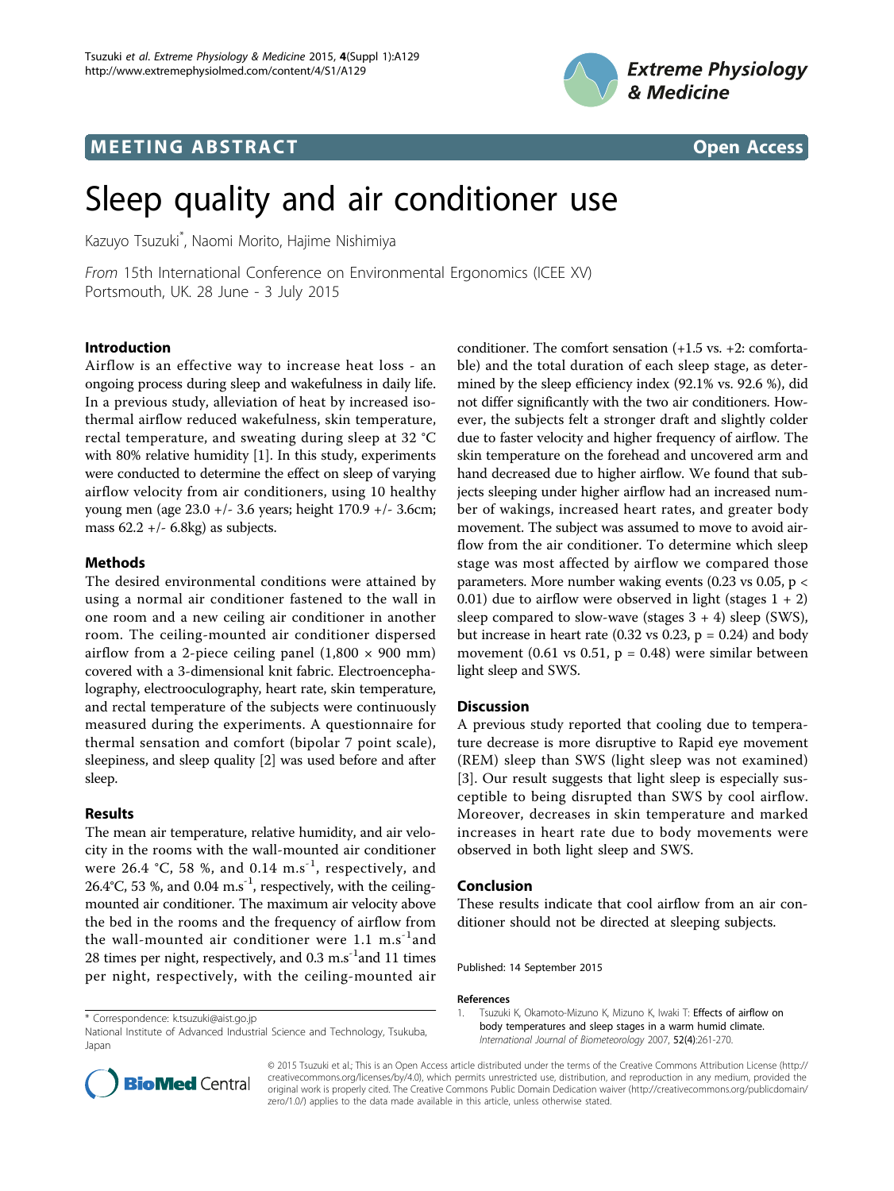MEETING ABSTRACT

Open Access

# Sleep quality and air conditioner use

Kazuyo Tsuzuki*, Naomi Morito, Hajime Nishimiya

*From* 15th International Conference on Environmental Ergonomics (ICEE XV)
Portsmouth, UK. 28 June - 3 July 2015

## Introduction

Airflow is an effective way to increase heat loss - an ongoing process during sleep and wakefulness in daily life. In a previous study, alleviation of heat by increased isothermal airflow reduced wakefulness, skin temperature, rectal temperature, and sweating during sleep at 32 °C with 80% relative humidity [1]. In this study, experiments were conducted to determine the effect on sleep of varying airflow velocity from air conditioners, using 10 healthy young men (age 23.0 +/- 3.6 years; height 170.9 +/- 3.6cm; mass 62.2 +/- 6.8kg) as subjects.

## Methods

The desired environmental conditions were attained by using a normal air conditioner fastened to the wall in one room and a new ceiling air conditioner in another room. The ceiling-mounted air conditioner dispersed airflow from a 2-piece ceiling panel (1,800 × 900 mm) covered with a 3-dimensional knit fabric. Electroencephalography, electrooculography, heart rate, skin temperature, and rectal temperature of the subjects were continuously measured during the experiments. A questionnaire for thermal sensation and comfort (bipolar 7 point scale), sleepiness, and sleep quality [2] was used before and after sleep.

## Results

The mean air temperature, relative humidity, and air velocity in the rooms with the wall-mounted air conditioner were 26.4 °C, 58 %, and 0.14 $m.s^{-1}$, respectively, and 26.4°C, 53 %, and 0.04 $m.s^{-1}$, respectively, with the ceiling-mounted air conditioner. The maximum air velocity above the bed in the rooms and the frequency of airflow from the wall-mounted air conditioner were 1.1 $m.s^{-1}$ and 28 times per night, respectively, and 0.3 $m.s^{-1}$ and 11 times per night, respectively, with the ceiling-mounted air conditioner. The comfort sensation (+1.5 vs. +2: comfortable) and the total duration of each sleep stage, as determined by the sleep efficiency index (92.1% vs. 92.6 %), did not differ significantly with the two air conditioners. However, the subjects felt a stronger draft and slightly colder due to faster velocity and higher frequency of airflow. The skin temperature on the forehead and uncovered arm and hand decreased due to higher airflow. We found that subjects sleeping under higher airflow had an increased number of wakings, increased heart rates, and greater body movement. The subject was assumed to move to avoid airflow from the air conditioner. To determine which sleep stage was most affected by airflow we compared those parameters. More number waking events (0.23 vs 0.05, $p < 0.01$) due to airflow were observed in light (stages 1 + 2) sleep compared to slow-wave (stages 3 + 4) sleep (SWS), but increase in heart rate (0.32 vs 0.23, $p = 0.24$) and body movement (0.61 vs 0.51, $p = 0.48$) were similar between light sleep and SWS.

## Discussion

A previous study reported that cooling due to temperature decrease is more disruptive to Rapid eye movement (REM) sleep than SWS (light sleep was not examined) [3]. Our result suggests that light sleep is especially susceptible to being disrupted than SWS by cool airflow. Moreover, decreases in skin temperature and marked increases in heart rate due to body movements were observed in both light sleep and SWS.

## Conclusion

These results indicate that cool airflow from an air conditioner should not be directed at sleeping subjects.

Published: 14 September 2015

## References

1. Tsuzuki K, Okamoto-Mizuno K, Mizuno K, Iwaki T: **Effects of airflow on body temperatures and sleep stages in a warm humid climate.** *International Journal of Biometeorology* 2007, **52(4)**:261-270.

\* Correspondence: k.tsuzuki@aist.go.jp
National Institute of Advanced Industrial Science and Technology, Tsukuba, Japan

© 2015 Tsuzuki et al.; This is an Open Access article distributed under the terms of the Creative Commons Attribution License (http://creativecommons.org/licenses/by/4.0), which permits unrestricted use, distribution, and reproduction in any medium, provided the original work is properly cited. The Creative Commons Public Domain Dedication waiver (http://creativecommons.org/publicdomain/zero/1.0/) applies to the data made available in this article, unless otherwise stated.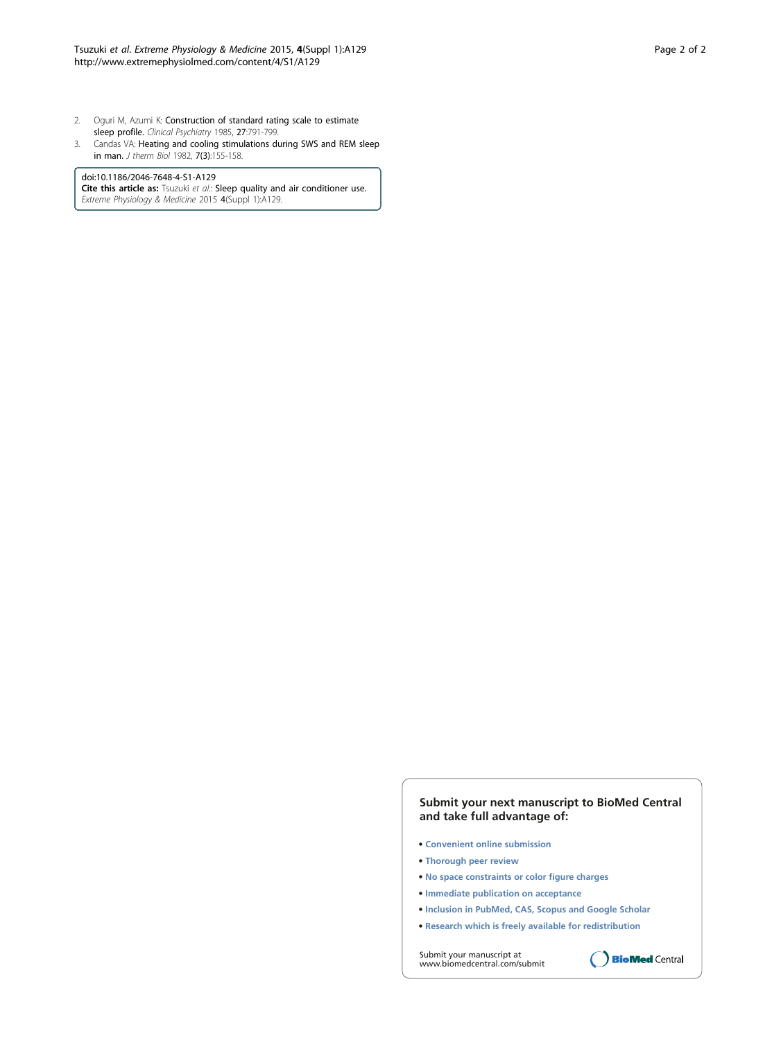2. Oguri M, Azumi K: **Construction of standard rating scale to estimate sleep profile.** *Clinical Psychiatry* 1985, **27**:791-799.
3. Candas VA: **Heating and cooling stimulations during SWS and REM sleep in man.** *J therm Biol* 1982, **7(3)**:155-158.

doi:10.1186/2046-7648-4-S1-A129
**Cite this article as:** Tsuzuki *et al.*: Sleep quality and air conditioner use. *Extreme Physiology & Medicine* 2015 **4**(Suppl 1):A129.

**Submit your next manuscript to BioMed Central and take full advantage of:**

- **Convenient online submission**
- **Thorough peer review**
- **No space constraints or color figure charges**
- **Immediate publication on acceptance**
- **Inclusion in PubMed, CAS, Scopus and Google Scholar**
- **Research which is freely available for redistribution**

Submit your manuscript at
www.biomedcentral.com/submit

BioMed Central